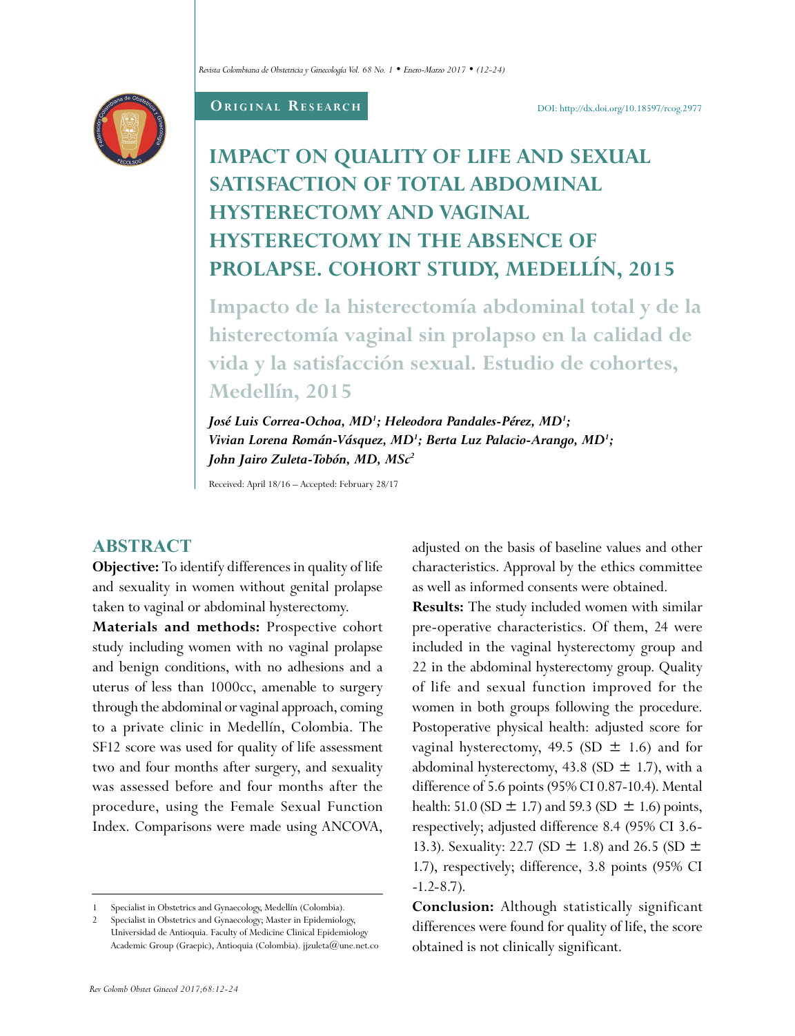**Original Research**

DOI: http://dx.doi.org/10.18597/rcog.2977

# IMPACT ON QUALITY OF LIFE AND SEXUAL SATISFACTION OF TOTAL ABDOMINAL HYSTERECTOMY AND VAGINAL HYSTERECTOMY IN THE ABSENCE OF PROLAPSE. COHORT STUDY, MEDELLÍN, 2015

## Impacto de la histerectomía abdominal total y de la histerectomía vaginal sin prolapso en la calidad de vida y la satisfacción sexual. Estudio de cohortes, Medellín, 2015

***José Luis Correa-Ochoa, MD[1]; Heleodora Pandales-Pérez, MD[1]; Vivian Lorena Román-Vásquez, MD[1]; Berta Luz Palacio-Arango, MD[1]; John Jairo Zuleta-Tobón, MD, MSc[2]***

Received: April 18/16 – Accepted: February 28/17

## ABSTRACT

**Objective:** To identify differences in quality of life and sexuality in women without genital prolapse taken to vaginal or abdominal hysterectomy.

**Materials and methods:** Prospective cohort study including women with no vaginal prolapse and benign conditions, with no adhesions and a uterus of less than 1000cc, amenable to surgery through the abdominal or vaginal approach, coming to a private clinic in Medellín, Colombia. The SF12 score was used for quality of life assessment two and four months after surgery, and sexuality was assessed before and four months after the procedure, using the Female Sexual Function Index. Comparisons were made using ANCOVA, adjusted on the basis of baseline values and other characteristics. Approval by the ethics committee as well as informed consents were obtained.

**Results:** The study included women with similar pre-operative characteristics. Of them, 24 were included in the vaginal hysterectomy group and 22 in the abdominal hysterectomy group. Quality of life and sexual function improved for the women in both groups following the procedure. Postoperative physical health: adjusted score for vaginal hysterectomy, 49.5 (SD ± 1.6) and for abdominal hysterectomy, 43.8 (SD ± 1.7), with a difference of 5.6 points (95% CI 0.87-10.4). Mental health: 51.0 (SD ± 1.7) and 59.3 (SD ± 1.6) points, respectively; adjusted difference 8.4 (95% CI 3.6-13.3). Sexuality: 22.7 (SD ± 1.8) and 26.5 (SD ± 1.7), respectively; difference, 3.8 points (95% CI -1.2-8.7).

**Conclusion:** Although statistically significant differences were found for quality of life, the score obtained is not clinically significant.

---

1 Specialist in Obstetrics and Gynaecology, Medellín (Colombia).

2 Specialist in Obstetrics and Gynaecology; Master in Epidemiology, Universidad de Antioquia. Faculty of Medicine Clinical Epidemiology Academic Group (Graepic), Antioquia (Colombia). jjzuleta@une.net.co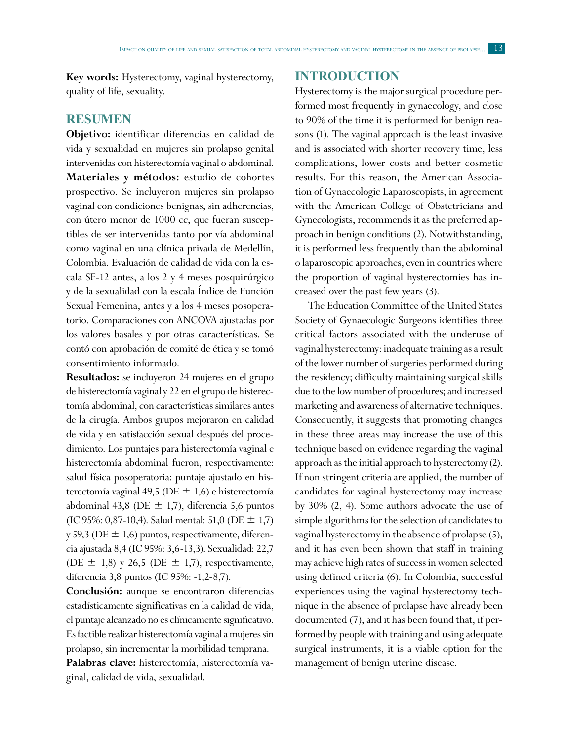**Key words:** Hysterectomy, vaginal hysterectomy, quality of life, sexuality.

## RESUMEN

**Objetivo:** identificar diferencias en calidad de vida y sexualidad en mujeres sin prolapso genital intervenidas con histerectomía vaginal o abdominal.

**Materiales y métodos:** estudio de cohortes prospectivo. Se incluyeron mujeres sin prolapso vaginal con condiciones benignas, sin adherencias, con útero menor de 1000 cc, que fueran susceptibles de ser intervenidas tanto por vía abdominal como vaginal en una clínica privada de Medellín, Colombia. Evaluación de calidad de vida con la escala SF-12 antes, a los 2 y 4 meses posquirúrgico y de la sexualidad con la escala Índice de Función Sexual Femenina, antes y a los 4 meses posoperatorio. Comparaciones con ANCOVA ajustadas por los valores basales y por otras características. Se contó con aprobación de comité de ética y se tomó consentimiento informado.

**Resultados:** se incluyeron 24 mujeres en el grupo de histerectomía vaginal y 22 en el grupo de histerectomía abdominal, con características similares antes de la cirugía. Ambos grupos mejoraron en calidad de vida y en satisfacción sexual después del procedimiento. Los puntajes para histerectomía vaginal e histerectomía abdominal fueron, respectivamente: salud física posoperatoria: puntaje ajustado en histerectomía vaginal 49,5 (DE ± 1,6) e histerectomía abdominal 43,8 (DE ± 1,7), diferencia 5,6 puntos (IC 95%: 0,87-10,4). Salud mental: 51,0 (DE ± 1,7) y 59,3 (DE ± 1,6) puntos, respectivamente, diferencia ajustada 8,4 (IC 95%: 3,6-13,3). Sexualidad: 22,7 (DE ± 1,8) y 26,5 (DE ± 1,7), respectivamente, diferencia 3,8 puntos (IC 95%: -1,2-8,7).

**Conclusión:** aunque se encontraron diferencias estadísticamente significativas en la calidad de vida, el puntaje alcanzado no es clínicamente significativo. Es factible realizar histerectomía vaginal a mujeres sin prolapso, sin incrementar la morbilidad temprana.

**Palabras clave:** histerectomía, histerectomía vaginal, calidad de vida, sexualidad.

## INTRODUCTION

Hysterectomy is the major surgical procedure performed most frequently in gynaecology, and close to 90% of the time it is performed for benign reasons (1). The vaginal approach is the least invasive and is associated with shorter recovery time, less complications, lower costs and better cosmetic results. For this reason, the American Association of Gynaecologic Laparoscopists, in agreement with the American College of Obstetricians and Gynecologists, recommends it as the preferred approach in benign conditions (2). Notwithstanding, it is performed less frequently than the abdominal o laparoscopic approaches, even in countries where the proportion of vaginal hysterectomies has increased over the past few years (3).

The Education Committee of the United States Society of Gynaecologic Surgeons identifies three critical factors associated with the underuse of vaginal hysterectomy: inadequate training as a result of the lower number of surgeries performed during the residency; difficulty maintaining surgical skills due to the low number of procedures; and increased marketing and awareness of alternative techniques. Consequently, it suggests that promoting changes in these three areas may increase the use of this technique based on evidence regarding the vaginal approach as the initial approach to hysterectomy (2). If non stringent criteria are applied, the number of candidates for vaginal hysterectomy may increase by 30% (2, 4). Some authors advocate the use of simple algorithms for the selection of candidates to vaginal hysterectomy in the absence of prolapse (5), and it has even been shown that staff in training may achieve high rates of success in women selected using defined criteria (6). In Colombia, successful experiences using the vaginal hysterectomy technique in the absence of prolapse have already been documented (7), and it has been found that, if performed by people with training and using adequate surgical instruments, it is a viable option for the management of benign uterine disease.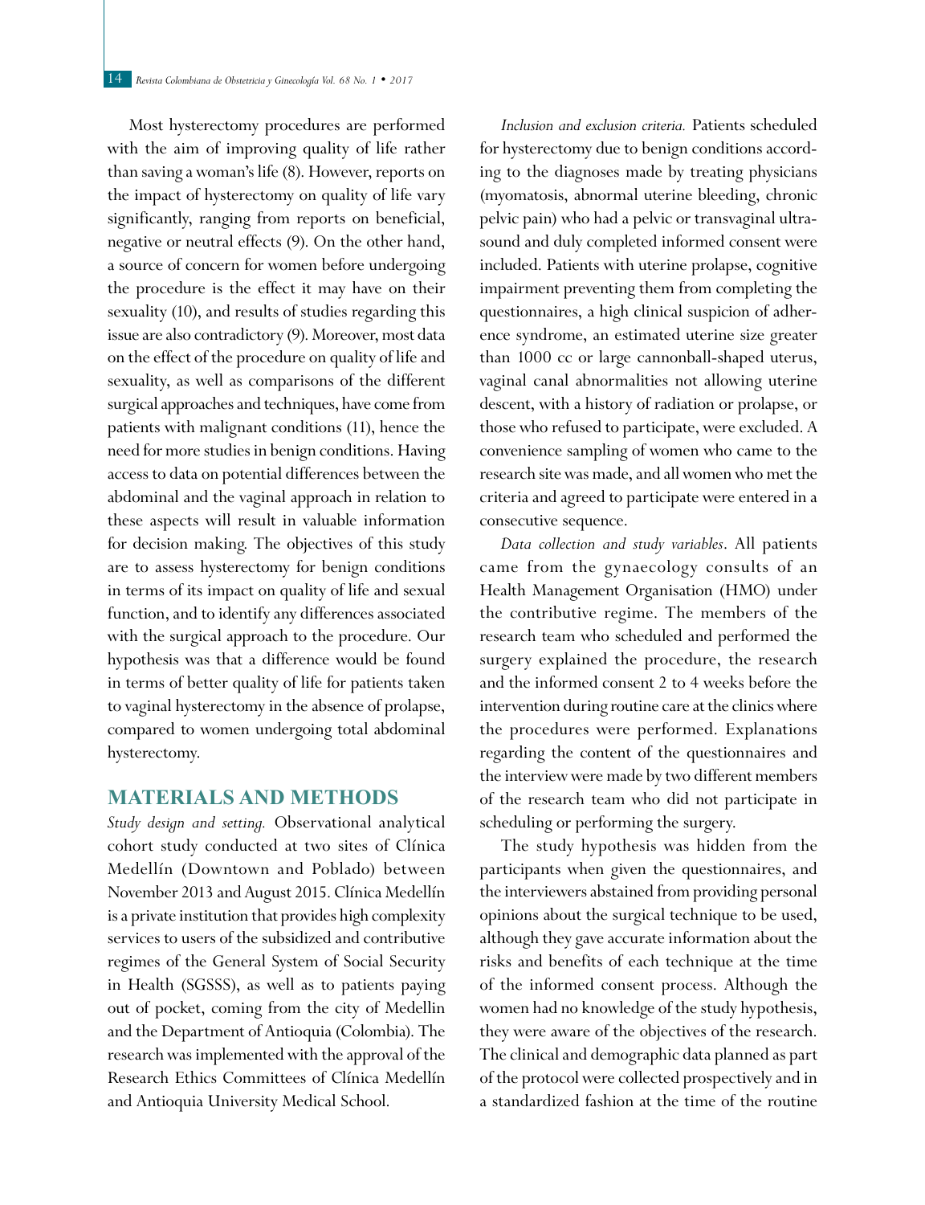Most hysterectomy procedures are performed with the aim of improving quality of life rather than saving a woman's life (8). However, reports on the impact of hysterectomy on quality of life vary significantly, ranging from reports on beneficial, negative or neutral effects (9). On the other hand, a source of concern for women before undergoing the procedure is the effect it may have on their sexuality (10), and results of studies regarding this issue are also contradictory (9). Moreover, most data on the effect of the procedure on quality of life and sexuality, as well as comparisons of the different surgical approaches and techniques, have come from patients with malignant conditions (11), hence the need for more studies in benign conditions. Having access to data on potential differences between the abdominal and the vaginal approach in relation to these aspects will result in valuable information for decision making. The objectives of this study are to assess hysterectomy for benign conditions in terms of its impact on quality of life and sexual function, and to identify any differences associated with the surgical approach to the procedure. Our hypothesis was that a difference would be found in terms of better quality of life for patients taken to vaginal hysterectomy in the absence of prolapse, compared to women undergoing total abdominal hysterectomy.

## MATERIALS AND METHODS

*Study design and setting.* Observational analytical cohort study conducted at two sites of Clínica Medellín (Downtown and Poblado) between November 2013 and August 2015. Clínica Medellín is a private institution that provides high complexity services to users of the subsidized and contributive regimes of the General System of Social Security in Health (SGSSS), as well as to patients paying out of pocket, coming from the city of Medellin and the Department of Antioquia (Colombia). The research was implemented with the approval of the Research Ethics Committees of Clínica Medellín and Antioquia University Medical School.

*Inclusion and exclusion criteria.* Patients scheduled for hysterectomy due to benign conditions according to the diagnoses made by treating physicians (myomatosis, abnormal uterine bleeding, chronic pelvic pain) who had a pelvic or transvaginal ultrasound and duly completed informed consent were included. Patients with uterine prolapse, cognitive impairment preventing them from completing the questionnaires, a high clinical suspicion of adherence syndrome, an estimated uterine size greater than 1000 cc or large cannonball-shaped uterus, vaginal canal abnormalities not allowing uterine descent, with a history of radiation or prolapse, or those who refused to participate, were excluded. A convenience sampling of women who came to the research site was made, and all women who met the criteria and agreed to participate were entered in a consecutive sequence.

*Data collection and study variables*. All patients came from the gynaecology consults of an Health Management Organisation (HMO) under the contributive regime. The members of the research team who scheduled and performed the surgery explained the procedure, the research and the informed consent 2 to 4 weeks before the intervention during routine care at the clinics where the procedures were performed. Explanations regarding the content of the questionnaires and the interview were made by two different members of the research team who did not participate in scheduling or performing the surgery.

The study hypothesis was hidden from the participants when given the questionnaires, and the interviewers abstained from providing personal opinions about the surgical technique to be used, although they gave accurate information about the risks and benefits of each technique at the time of the informed consent process. Although the women had no knowledge of the study hypothesis, they were aware of the objectives of the research. The clinical and demographic data planned as part of the protocol were collected prospectively and in a standardized fashion at the time of the routine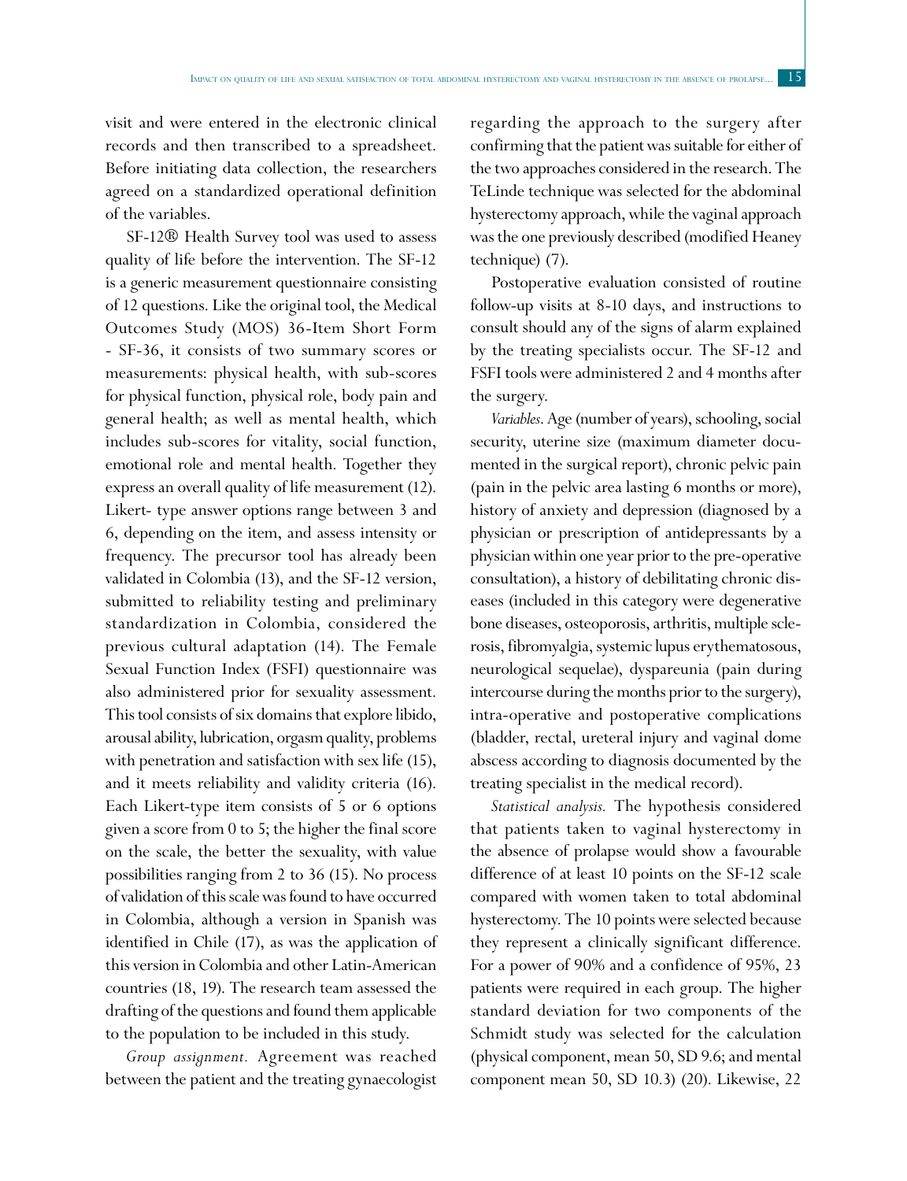visit and were entered in the electronic clinical records and then transcribed to a spreadsheet. Before initiating data collection, the researchers agreed on a standardized operational definition of the variables.

SF-12® Health Survey tool was used to assess quality of life before the intervention. The SF-12 is a generic measurement questionnaire consisting of 12 questions. Like the original tool, the Medical Outcomes Study (MOS) 36-Item Short Form - SF-36, it consists of two summary scores or measurements: physical health, with sub-scores for physical function, physical role, body pain and general health; as well as mental health, which includes sub-scores for vitality, social function, emotional role and mental health. Together they express an overall quality of life measurement (12). Likert- type answer options range between 3 and 6, depending on the item, and assess intensity or frequency. The precursor tool has already been validated in Colombia (13), and the SF-12 version, submitted to reliability testing and preliminary standardization in Colombia, considered the previous cultural adaptation (14). The Female Sexual Function Index (FSFI) questionnaire was also administered prior for sexuality assessment. This tool consists of six domains that explore libido, arousal ability, lubrication, orgasm quality, problems with penetration and satisfaction with sex life (15), and it meets reliability and validity criteria (16). Each Likert-type item consists of 5 or 6 options given a score from 0 to 5; the higher the final score on the scale, the better the sexuality, with value possibilities ranging from 2 to 36 (15). No process of validation of this scale was found to have occurred in Colombia, although a version in Spanish was identified in Chile (17), as was the application of this version in Colombia and other Latin-American countries (18, 19). The research team assessed the drafting of the questions and found them applicable to the population to be included in this study.

*Group assignment.* Agreement was reached between the patient and the treating gynaecologist regarding the approach to the surgery after confirming that the patient was suitable for either of the two approaches considered in the research. The TeLinde technique was selected for the abdominal hysterectomy approach, while the vaginal approach was the one previously described (modified Heaney technique) (7).

Postoperative evaluation consisted of routine follow-up visits at 8-10 days, and instructions to consult should any of the signs of alarm explained by the treating specialists occur. The SF-12 and FSFI tools were administered 2 and 4 months after the surgery.

*Variables*. Age (number of years), schooling, social security, uterine size (maximum diameter documented in the surgical report), chronic pelvic pain (pain in the pelvic area lasting 6 months or more), history of anxiety and depression (diagnosed by a physician or prescription of antidepressants by a physician within one year prior to the pre-operative consultation), a history of debilitating chronic diseases (included in this category were degenerative bone diseases, osteoporosis, arthritis, multiple sclerosis, fibromyalgia, systemic lupus erythematosous, neurological sequelae), dyspareunia (pain during intercourse during the months prior to the surgery), intra-operative and postoperative complications (bladder, rectal, ureteral injury and vaginal dome abscess according to diagnosis documented by the treating specialist in the medical record).

*Statistical analysis.* The hypothesis considered that patients taken to vaginal hysterectomy in the absence of prolapse would show a favourable difference of at least 10 points on the SF-12 scale compared with women taken to total abdominal hysterectomy. The 10 points were selected because they represent a clinically significant difference. For a power of 90% and a confidence of 95%, 23 patients were required in each group. The higher standard deviation for two components of the Schmidt study was selected for the calculation (physical component, mean 50, SD 9.6; and mental component mean 50, SD 10.3) (20). Likewise, 22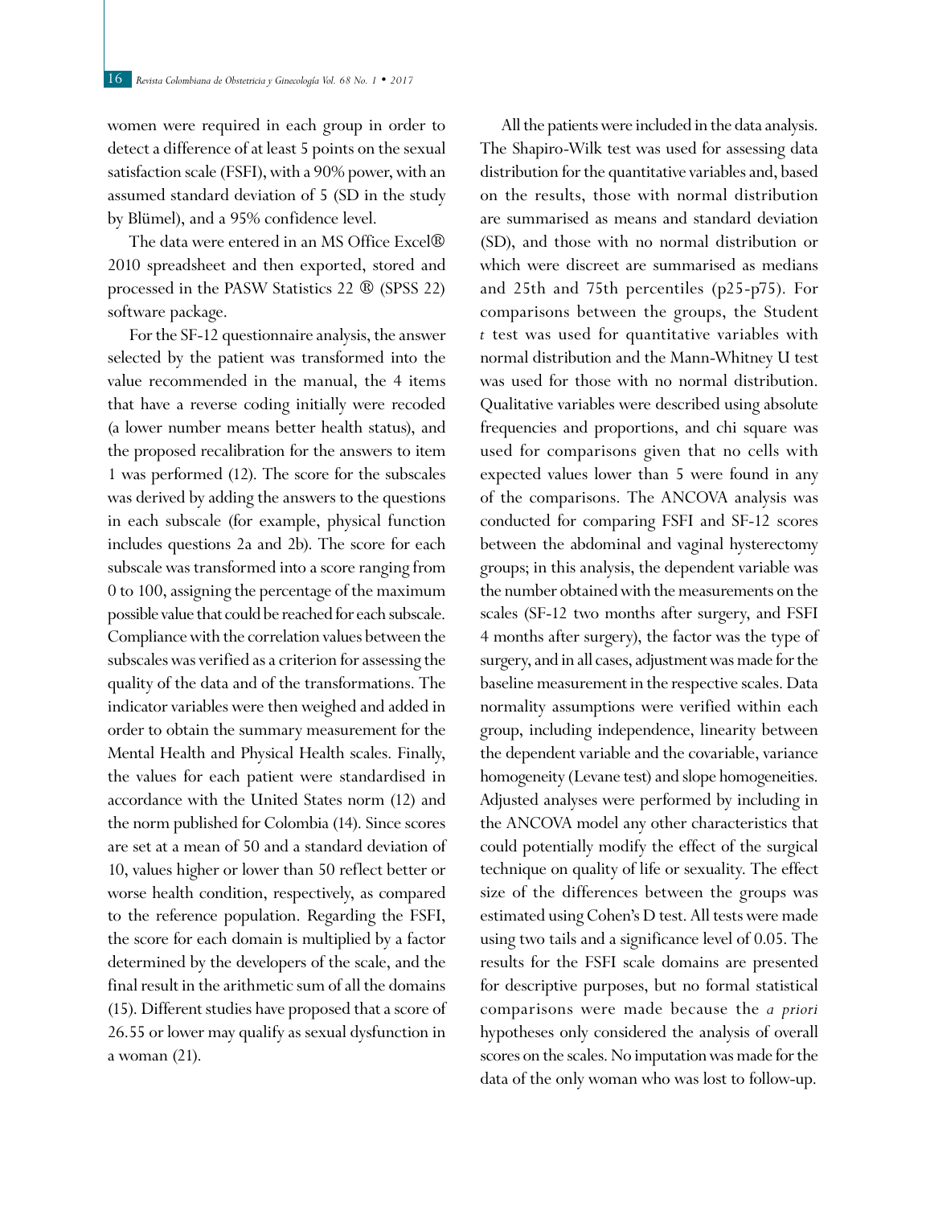women were required in each group in order to detect a difference of at least 5 points on the sexual satisfaction scale (FSFI), with a 90% power, with an assumed standard deviation of 5 (SD in the study by Blümel), and a 95% confidence level.

The data were entered in an MS Office Excel® 2010 spreadsheet and then exported, stored and processed in the PASW Statistics 22 ® (SPSS 22) software package.

For the SF-12 questionnaire analysis, the answer selected by the patient was transformed into the value recommended in the manual, the 4 items that have a reverse coding initially were recoded (a lower number means better health status), and the proposed recalibration for the answers to item 1 was performed (12). The score for the subscales was derived by adding the answers to the questions in each subscale (for example, physical function includes questions 2a and 2b). The score for each subscale was transformed into a score ranging from 0 to 100, assigning the percentage of the maximum possible value that could be reached for each subscale. Compliance with the correlation values between the subscales was verified as a criterion for assessing the quality of the data and of the transformations. The indicator variables were then weighed and added in order to obtain the summary measurement for the Mental Health and Physical Health scales. Finally, the values for each patient were standardised in accordance with the United States norm (12) and the norm published for Colombia (14). Since scores are set at a mean of 50 and a standard deviation of 10, values higher or lower than 50 reflect better or worse health condition, respectively, as compared to the reference population. Regarding the FSFI, the score for each domain is multiplied by a factor determined by the developers of the scale, and the final result in the arithmetic sum of all the domains (15). Different studies have proposed that a score of 26.55 or lower may qualify as sexual dysfunction in a woman (21).

All the patients were included in the data analysis. The Shapiro-Wilk test was used for assessing data distribution for the quantitative variables and, based on the results, those with normal distribution are summarised as means and standard deviation (SD), and those with no normal distribution or which were discreet are summarised as medians and 25th and 75th percentiles (p25-p75). For comparisons between the groups, the Student *t* test was used for quantitative variables with normal distribution and the Mann-Whitney U test was used for those with no normal distribution. Qualitative variables were described using absolute frequencies and proportions, and chi square was used for comparisons given that no cells with expected values lower than 5 were found in any of the comparisons. The ANCOVA analysis was conducted for comparing FSFI and SF-12 scores between the abdominal and vaginal hysterectomy groups; in this analysis, the dependent variable was the number obtained with the measurements on the scales (SF-12 two months after surgery, and FSFI 4 months after surgery), the factor was the type of surgery, and in all cases, adjustment was made for the baseline measurement in the respective scales. Data normality assumptions were verified within each group, including independence, linearity between the dependent variable and the covariable, variance homogeneity (Levane test) and slope homogeneities. Adjusted analyses were performed by including in the ANCOVA model any other characteristics that could potentially modify the effect of the surgical technique on quality of life or sexuality. The effect size of the differences between the groups was estimated using Cohen's D test. All tests were made using two tails and a significance level of 0.05. The results for the FSFI scale domains are presented for descriptive purposes, but no formal statistical comparisons were made because the *a priori* hypotheses only considered the analysis of overall scores on the scales. No imputation was made for the data of the only woman who was lost to follow-up.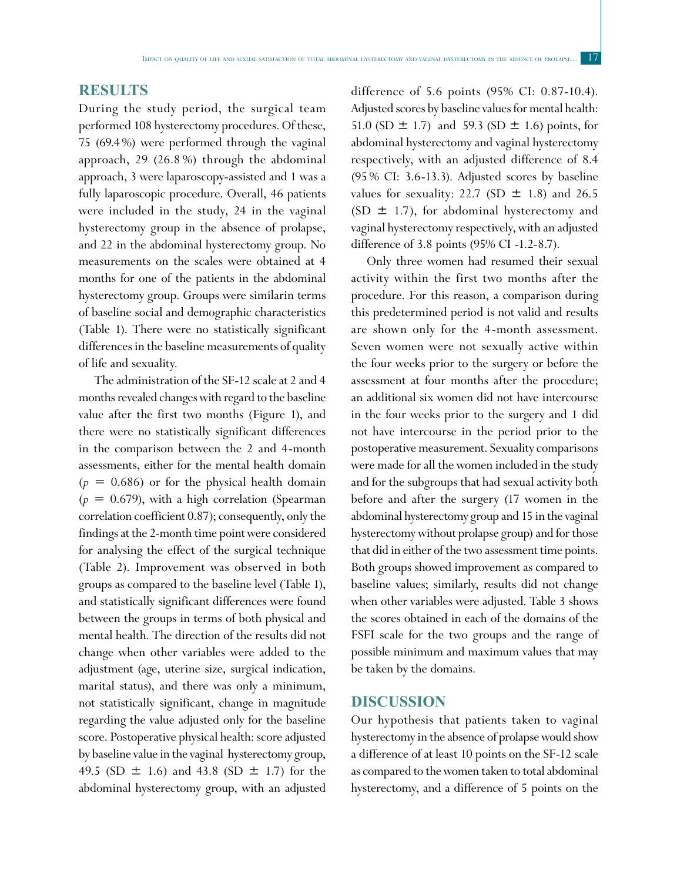## RESULTS

During the study period, the surgical team performed 108 hysterectomy procedures. Of these, 75 (69.4 %) were performed through the vaginal approach, 29 (26.8 %) through the abdominal approach, 3 were laparoscopy-assisted and 1 was a fully laparoscopic procedure. Overall, 46 patients were included in the study, 24 in the vaginal hysterectomy group in the absence of prolapse, and 22 in the abdominal hysterectomy group. No measurements on the scales were obtained at 4 months for one of the patients in the abdominal hysterectomy group. Groups were similarin terms of baseline social and demographic characteristics (Table 1). There were no statistically significant differences in the baseline measurements of quality of life and sexuality.

The administration of the SF-12 scale at 2 and 4 months revealed changes with regard to the baseline value after the first two months (Figure 1), and there were no statistically significant differences in the comparison between the 2 and 4-month assessments, either for the mental health domain ($p = 0.686$) or for the physical health domain ($p = 0.679$), with a high correlation (Spearman correlation coefficient 0.87); consequently, only the findings at the 2-month time point were considered for analysing the effect of the surgical technique (Table 2). Improvement was observed in both groups as compared to the baseline level (Table 1), and statistically significant differences were found between the groups in terms of both physical and mental health. The direction of the results did not change when other variables were added to the adjustment (age, uterine size, surgical indication, marital status), and there was only a minimum, not statistically significant, change in magnitude regarding the value adjusted only for the baseline score. Postoperative physical health: score adjusted by baseline value in the vaginal hysterectomy group, 49.5 (SD ± 1.6) and 43.8 (SD ± 1.7) for the abdominal hysterectomy group, with an adjusted difference of 5.6 points (95% CI: 0.87-10.4). Adjusted scores by baseline values for mental health: 51.0 (SD ± 1.7) and 59.3 (SD ± 1.6) points, for abdominal hysterectomy and vaginal hysterectomy respectively, with an adjusted difference of 8.4 (95 % CI: 3.6-13.3). Adjusted scores by baseline values for sexuality: 22.7 (SD ± 1.8) and 26.5 (SD ± 1.7), for abdominal hysterectomy and vaginal hysterectomy respectively, with an adjusted difference of 3.8 points (95% CI -1.2-8.7).

Only three women had resumed their sexual activity within the first two months after the procedure. For this reason, a comparison during this predetermined period is not valid and results are shown only for the 4-month assessment. Seven women were not sexually active within the four weeks prior to the surgery or before the assessment at four months after the procedure; an additional six women did not have intercourse in the four weeks prior to the surgery and 1 did not have intercourse in the period prior to the postoperative measurement. Sexuality comparisons were made for all the women included in the study and for the subgroups that had sexual activity both before and after the surgery (17 women in the abdominal hysterectomy group and 15 in the vaginal hysterectomy without prolapse group) and for those that did in either of the two assessment time points. Both groups showed improvement as compared to baseline values; similarly, results did not change when other variables were adjusted. Table 3 shows the scores obtained in each of the domains of the FSFI scale for the two groups and the range of possible minimum and maximum values that may be taken by the domains.

## DISCUSSION

Our hypothesis that patients taken to vaginal hysterectomy in the absence of prolapse would show a difference of at least 10 points on the SF-12 scale as compared to the women taken to total abdominal hysterectomy, and a difference of 5 points on the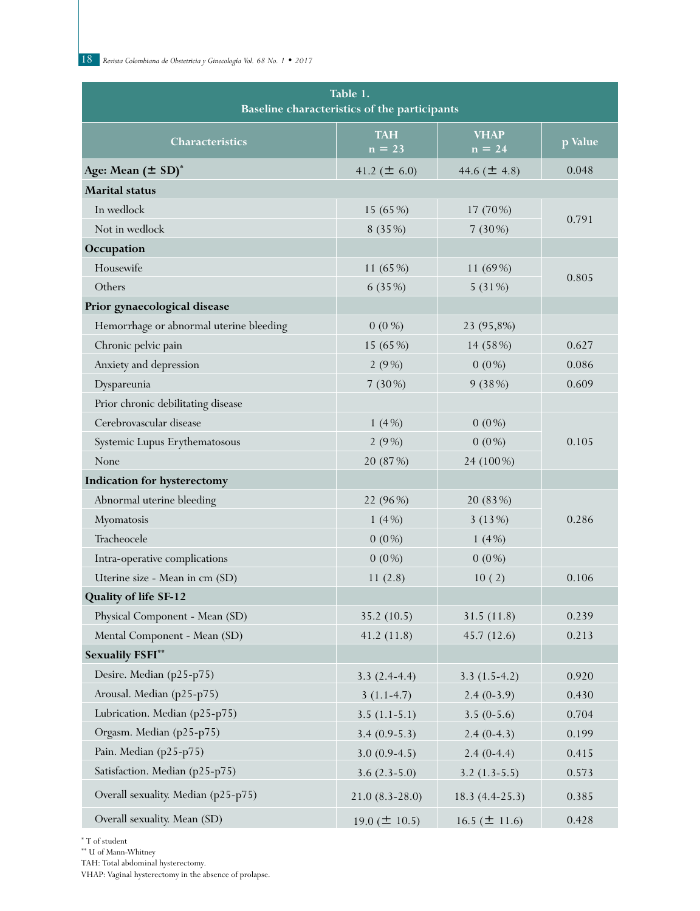**Table 1.**
**Baseline characteristics of the participants**

| Characteristics | TAH n = 23 | VHAP n = 24 | p Value |
|---|---|---|---|
| **Age: Mean (± SD)*** | 41.2 (± 6.0) | 44.6 (± 4.8) | 0.048 |
| **Marital status** | | | |
| In wedlock | 15 (65%) | 17 (70%) | 0.791 |
| Not in wedlock | 8 (35%) | 7 (30%) | |
| **Occupation** | | | |
| Housewife | 11 (65%) | 11 (69%) | 0.805 |
| Others | 6 (35%) | 5 (31%) | |
| **Prior gynaecological disease** | | | |
| Hemorrhage or abnormal uterine bleeding | 0 (0 %) | 23 (95,8%) | |
| Chronic pelvic pain | 15 (65%) | 14 (58%) | 0.627 |
| Anxiety and depression | 2 (9%) | 0 (0%) | 0.086 |
| Dyspareunia | 7 (30%) | 9 (38%) | 0.609 |
| Prior chronic debilitating disease | | | |
| Cerebrovascular disease | 1 (4%) | 0 (0%) | 0.105 |
| Systemic Lupus Erythematosous | 2 (9%) | 0 (0%) | |
| None | 20 (87%) | 24 (100%) | |
| **Indication for hysterectomy** | | | |
| Abnormal uterine bleeding | 22 (96%) | 20 (83%) | 0.286 |
| Myomatosis | 1 (4%) | 3 (13%) | |
| Tracheocele | 0 (0%) | 1 (4%) | |
| Intra-operative complications | 0 (0%) | 0 (0%) | |
| Uterine size - Mean in cm (SD) | 11 (2.8) | 10 ( 2) | 0.106 |
| **Quality of life SF-12** | | | |
| Physical Component - Mean (SD) | 35.2 (10.5) | 31.5 (11.8) | 0.239 |
| Mental Component - Mean (SD) | 41.2 (11.8) | 45.7 (12.6) | 0.213 |
| **Sexualily FSFI**** | | | |
| Desire. Median (p25-p75) | 3.3 (2.4-4.4) | 3.3 (1.5-4.2) | 0.920 |
| Arousal. Median (p25-p75) | 3 (1.1-4.7) | 2.4 (0-3.9) | 0.430 |
| Lubrication. Median (p25-p75) | 3.5 (1.1-5.1) | 3.5 (0-5.6) | 0.704 |
| Orgasm. Median (p25-p75) | 3.4 (0.9-5.3) | 2.4 (0-4.3) | 0.199 |
| Pain. Median (p25-p75) | 3.0 (0.9-4.5) | 2.4 (0-4.4) | 0.415 |
| Satisfaction. Median (p25-p75) | 3.6 (2.3-5.0) | 3.2 (1.3-5.5) | 0.573 |
| Overall sexuality. Median (p25-p75) | 21.0 (8.3-28.0) | 18.3 (4.4-25.3) | 0.385 |
| Overall sexuality. Mean (SD) | 19.0 (± 10.5) | 16.5 (± 11.6) | 0.428 |

* T of student
** U of Mann-Whitney
TAH: Total abdominal hysterectomy.
VHAP: Vaginal hysterectomy in the absence of prolapse.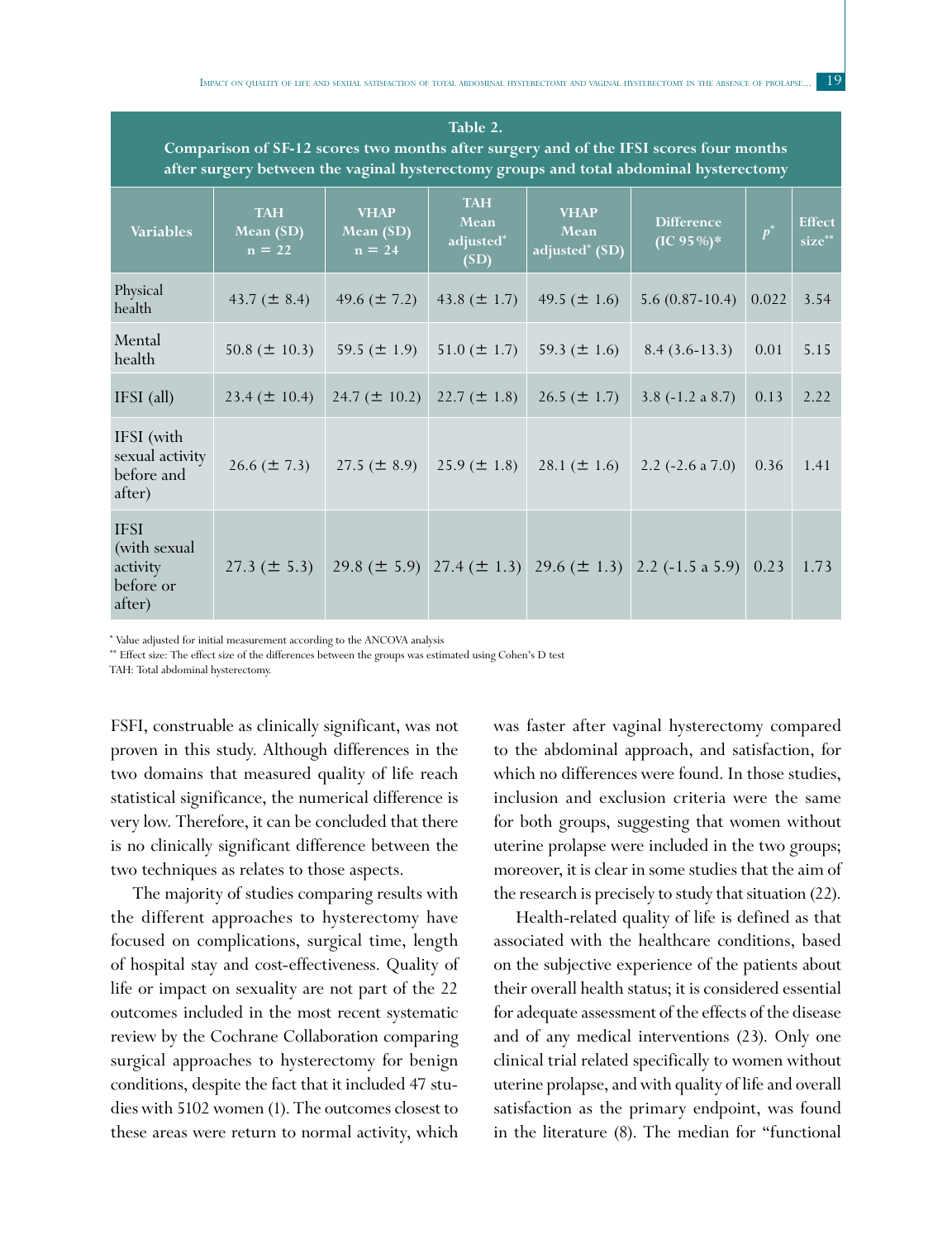**Table 2.**
**Comparison of SF-12 scores two months after surgery and of the IFSI scores four months after surgery between the vaginal hysterectomy groups and total abdominal hysterectomy**

| Variables | TAH Mean (SD) n = 22 | VHAP Mean (SD) n = 24 | TAH Mean adjusted* (SD) | VHAP Mean adjusted* (SD) | Difference (IC 95%)* | $p^*$ | Effect size** |
|---|---|---|---|---|---|---|---|
| Physical health | 43.7 (± 8.4) | 49.6 (± 7.2) | 43.8 (± 1.7) | 49.5 (± 1.6) | 5.6 (0.87-10.4) | 0.022 | 3.54 |
| Mental health | 50.8 (± 10.3) | 59.5 (± 1.9) | 51.0 (± 1.7) | 59.3 (± 1.6) | 8.4 (3.6-13.3) | 0.01 | 5.15 |
| IFSI (all) | 23.4 (± 10.4) | 24.7 (± 10.2) | 22.7 (± 1.8) | 26.5 (± 1.7) | 3.8 (-1.2 a 8.7) | 0.13 | 2.22 |
| IFSI (with sexual activity before and after) | 26.6 (± 7.3) | 27.5 (± 8.9) | 25.9 (± 1.8) | 28.1 (± 1.6) | 2.2 (-2.6 a 7.0) | 0.36 | 1.41 |
| IFSI (with sexual activity before or after) | 27.3 (± 5.3) | 29.8 (± 5.9) | 27.4 (± 1.3) | 29.6 (± 1.3) | 2.2 (-1.5 a 5.9) | 0.23 | 1.73 |

* Value adjusted for initial measurement according to the ANCOVA analysis
** Effect size: The effect size of the differences between the groups was estimated using Cohen's D test
TAH: Total abdominal hysterectomy.

FSFI, construable as clinically significant, was not proven in this study. Although differences in the two domains that measured quality of life reach statistical significance, the numerical difference is very low. Therefore, it can be concluded that there is no clinically significant difference between the two techniques as relates to those aspects.

The majority of studies comparing results with the different approaches to hysterectomy have focused on complications, surgical time, length of hospital stay and cost-effectiveness. Quality of life or impact on sexuality are not part of the 22 outcomes included in the most recent systematic review by the Cochrane Collaboration comparing surgical approaches to hysterectomy for benign conditions, despite the fact that it included 47 studies with 5102 women (1). The outcomes closest to these areas were return to normal activity, which was faster after vaginal hysterectomy compared to the abdominal approach, and satisfaction, for which no differences were found. In those studies, inclusion and exclusion criteria were the same for both groups, suggesting that women without uterine prolapse were included in the two groups; moreover, it is clear in some studies that the aim of the research is precisely to study that situation (22).

Health-related quality of life is defined as that associated with the healthcare conditions, based on the subjective experience of the patients about their overall health status; it is considered essential for adequate assessment of the effects of the disease and of any medical interventions (23). Only one clinical trial related specifically to women without uterine prolapse, and with quality of life and overall satisfaction as the primary endpoint, was found in the literature (8). The median for "functional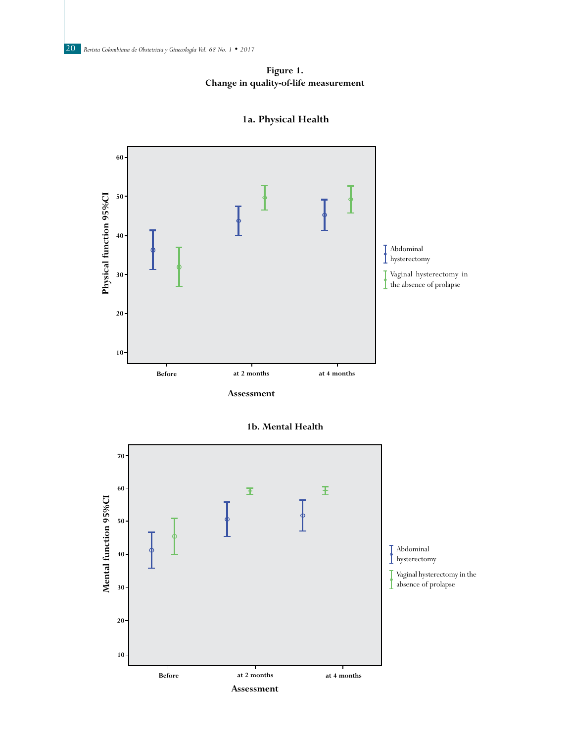**Figure 1.**
**Change in quality-of-life measurement**

**1a. Physical Health**

Physical function 95%CI

Assessment: Before, at 2 months, at 4 months

Abdominal hysterectomy

Vaginal hysterectomy in the absence of prolapse

**1b. Mental Health**

Mental function 95%CI

Assessment: Before, at 2 months, at 4 months

Abdominal hysterectomy

Vaginal hysterectomy in the absence of prolapse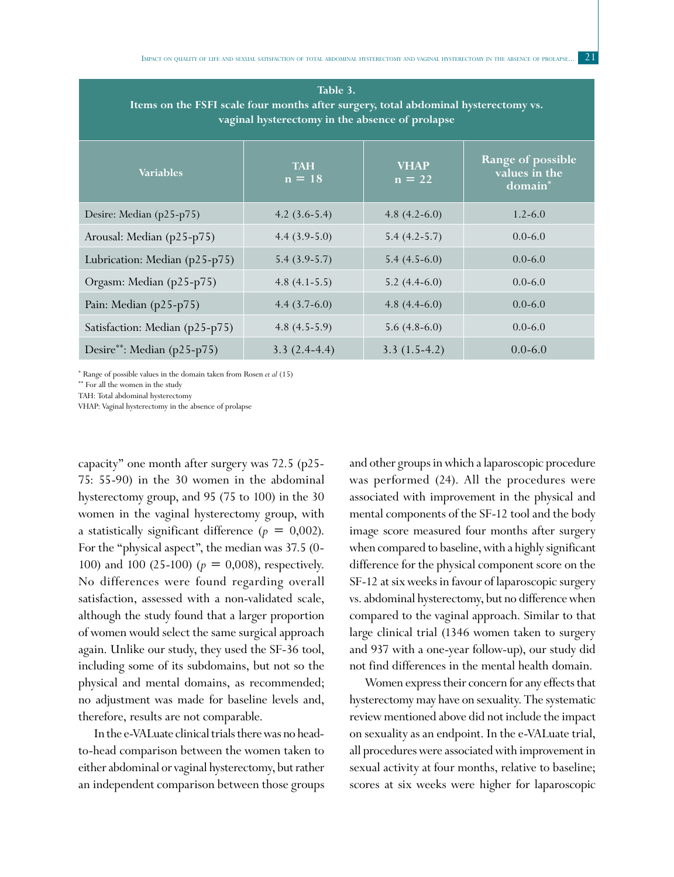**Table 3. Items on the FSFI scale four months after surgery, total abdominal hysterectomy vs. vaginal hysterectomy in the absence of prolapse**

| Variables | TAH n = 18 | VHAP n = 22 | Range of possible values in the domain* |
|---|---|---|---|
| Desire: Median (p25-p75) | 4.2 (3.6-5.4) | 4.8 (4.2-6.0) | 1.2-6.0 |
| Arousal: Median (p25-p75) | 4.4 (3.9-5.0) | 5.4 (4.2-5.7) | 0.0-6.0 |
| Lubrication: Median (p25-p75) | 5.4 (3.9-5.7) | 5.4 (4.5-6.0) | 0.0-6.0 |
| Orgasm: Median (p25-p75) | 4.8 (4.1-5.5) | 5.2 (4.4-6.0) | 0.0-6.0 |
| Pain: Median (p25-p75) | 4.4 (3.7-6.0) | 4.8 (4.4-6.0) | 0.0-6.0 |
| Satisfaction: Median (p25-p75) | 4.8 (4.5-5.9) | 5.6 (4.8-6.0) | 0.0-6.0 |
| Desire**: Median (p25-p75) | 3.3 (2.4-4.4) | 3.3 (1.5-4.2) | 0.0-6.0 |

\* Range of possible values in the domain taken from Rosen *et al* (15)
\*\* For all the women in the study
TAH: Total abdominal hysterectomy
VHAP: Vaginal hysterectomy in the absence of prolapse

capacity" one month after surgery was 72.5 (p25-75: 55-90) in the 30 women in the abdominal hysterectomy group, and 95 (75 to 100) in the 30 women in the vaginal hysterectomy group, with a statistically significant difference ($p = 0{,}002$). For the "physical aspect", the median was 37.5 (0-100) and 100 (25-100) ($p = 0{,}008$), respectively. No differences were found regarding overall satisfaction, assessed with a non-validated scale, although the study found that a larger proportion of women would select the same surgical approach again. Unlike our study, they used the SF-36 tool, including some of its subdomains, but not so the physical and mental domains, as recommended; no adjustment was made for baseline levels and, therefore, results are not comparable.

In the e-VALuate clinical trials there was no head-to-head comparison between the women taken to either abdominal or vaginal hysterectomy, but rather an independent comparison between those groups and other groups in which a laparoscopic procedure was performed (24). All the procedures were associated with improvement in the physical and mental components of the SF-12 tool and the body image score measured four months after surgery when compared to baseline, with a highly significant difference for the physical component score on the SF-12 at six weeks in favour of laparoscopic surgery vs. abdominal hysterectomy, but no difference when compared to the vaginal approach. Similar to that large clinical trial (1346 women taken to surgery and 937 with a one-year follow-up), our study did not find differences in the mental health domain.

Women express their concern for any effects that hysterectomy may have on sexuality. The systematic review mentioned above did not include the impact on sexuality as an endpoint. In the e-VALuate trial, all procedures were associated with improvement in sexual activity at four months, relative to baseline; scores at six weeks were higher for laparoscopic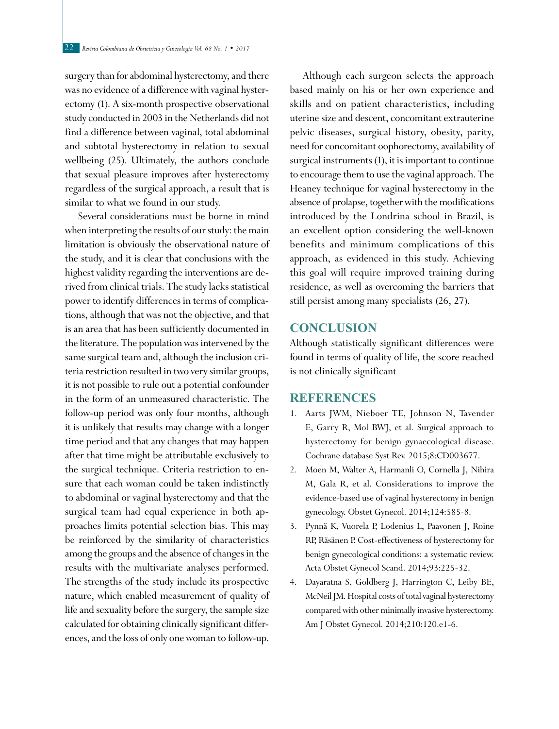surgery than for abdominal hysterectomy, and there was no evidence of a difference with vaginal hysterectomy (1). A six-month prospective observational study conducted in 2003 in the Netherlands did not find a difference between vaginal, total abdominal and subtotal hysterectomy in relation to sexual wellbeing (25). Ultimately, the authors conclude that sexual pleasure improves after hysterectomy regardless of the surgical approach, a result that is similar to what we found in our study.

Several considerations must be borne in mind when interpreting the results of our study: the main limitation is obviously the observational nature of the study, and it is clear that conclusions with the highest validity regarding the interventions are derived from clinical trials. The study lacks statistical power to identify differences in terms of complications, although that was not the objective, and that is an area that has been sufficiently documented in the literature. The population was intervened by the same surgical team and, although the inclusion criteria restriction resulted in two very similar groups, it is not possible to rule out a potential confounder in the form of an unmeasured characteristic. The follow-up period was only four months, although it is unlikely that results may change with a longer time period and that any changes that may happen after that time might be attributable exclusively to the surgical technique. Criteria restriction to ensure that each woman could be taken indistinctly to abdominal or vaginal hysterectomy and that the surgical team had equal experience in both approaches limits potential selection bias. This may be reinforced by the similarity of characteristics among the groups and the absence of changes in the results with the multivariate analyses performed. The strengths of the study include its prospective nature, which enabled measurement of quality of life and sexuality before the surgery, the sample size calculated for obtaining clinically significant differences, and the loss of only one woman to follow-up.

Although each surgeon selects the approach based mainly on his or her own experience and skills and on patient characteristics, including uterine size and descent, concomitant extrauterine pelvic diseases, surgical history, obesity, parity, need for concomitant oophorectomy, availability of surgical instruments (1), it is important to continue to encourage them to use the vaginal approach. The Heaney technique for vaginal hysterectomy in the absence of prolapse, together with the modifications introduced by the Londrina school in Brazil, is an excellent option considering the well-known benefits and minimum complications of this approach, as evidenced in this study. Achieving this goal will require improved training during residence, as well as overcoming the barriers that still persist among many specialists (26, 27).

## CONCLUSION

Although statistically significant differences were found in terms of quality of life, the score reached is not clinically significant

## REFERENCES

1. Aarts JWM, Nieboer TE, Johnson N, Tavender E, Garry R, Mol BWJ, et al. Surgical approach to hysterectomy for benign gynaecological disease. Cochrane database Syst Rev. 2015;8:CD003677.
2. Moen M, Walter A, Harmanli O, Cornella J, Nihira M, Gala R, et al. Considerations to improve the evidence-based use of vaginal hysterectomy in benign gynecology. Obstet Gynecol. 2014;124:585-8.
3. Pynnä K, Vuorela P, Lodenius L, Paavonen J, Roine RP, Räsänen P. Cost-effectiveness of hysterectomy for benign gynecological conditions: a systematic review. Acta Obstet Gynecol Scand. 2014;93:225-32.
4. Dayaratna S, Goldberg J, Harrington C, Leiby BE, McNeil JM. Hospital costs of total vaginal hysterectomy compared with other minimally invasive hysterectomy. Am J Obstet Gynecol. 2014;210:120.e1-6.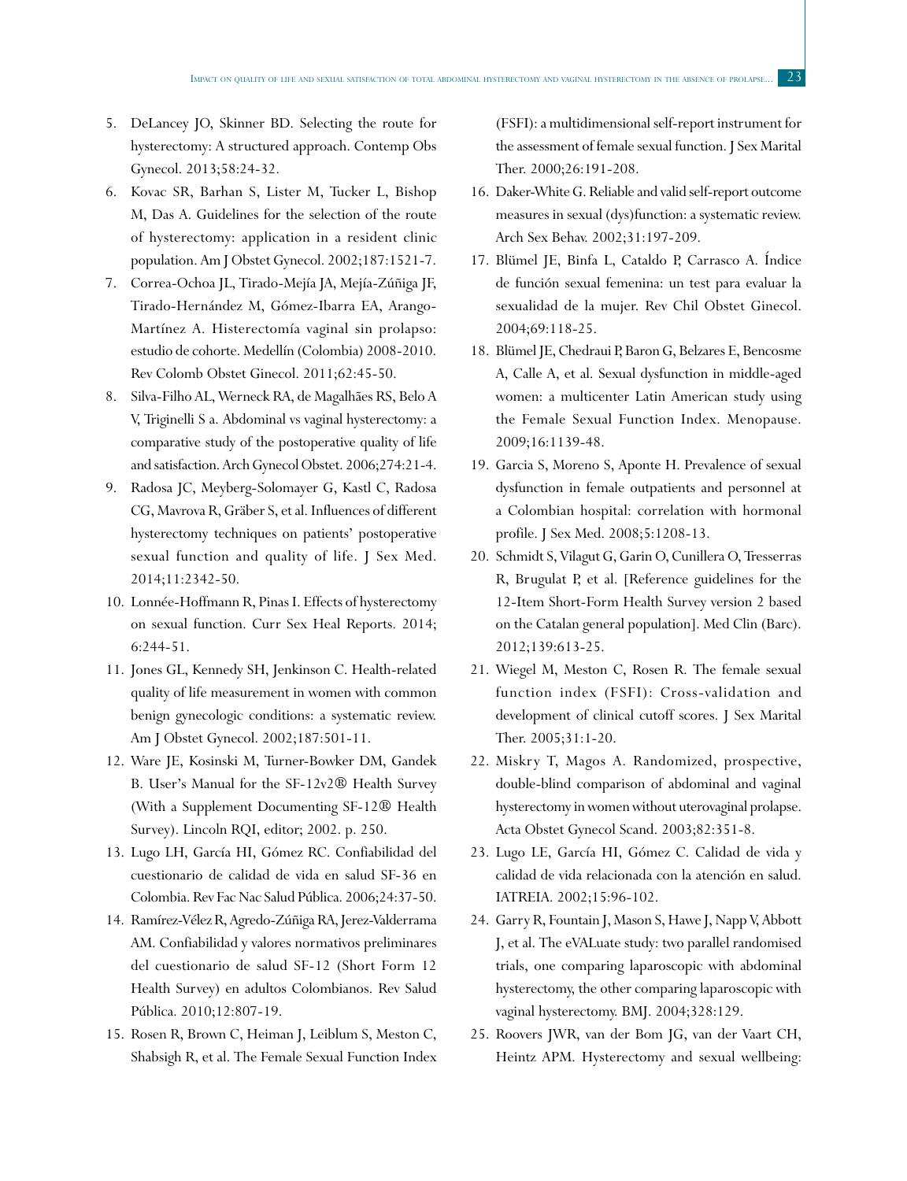5. DeLancey JO, Skinner BD. Selecting the route for hysterectomy: A structured approach. Contemp Obs Gynecol. 2013;58:24-32.
6. Kovac SR, Barhan S, Lister M, Tucker L, Bishop M, Das A. Guidelines for the selection of the route of hysterectomy: application in a resident clinic population. Am J Obstet Gynecol. 2002;187:1521-7.
7. Correa-Ochoa JL, Tirado-Mejía JA, Mejía-Zúñiga JF, Tirado-Hernández M, Gómez-Ibarra EA, Arango-Martínez A. Histerectomía vaginal sin prolapso: estudio de cohorte. Medellín (Colombia) 2008-2010. Rev Colomb Obstet Ginecol. 2011;62:45-50.
8. Silva-Filho AL, Werneck RA, de Magalhães RS, Belo A V, Triginelli S a. Abdominal vs vaginal hysterectomy: a comparative study of the postoperative quality of life and satisfaction. Arch Gynecol Obstet. 2006;274:21-4.
9. Radosa JC, Meyberg-Solomayer G, Kastl C, Radosa CG, Mavrova R, Gräber S, et al. Influences of different hysterectomy techniques on patients' postoperative sexual function and quality of life. J Sex Med. 2014;11:2342-50.
10. Lonnée-Hoffmann R, Pinas I. Effects of hysterectomy on sexual function. Curr Sex Heal Reports. 2014; 6:244-51.
11. Jones GL, Kennedy SH, Jenkinson C. Health-related quality of life measurement in women with common benign gynecologic conditions: a systematic review. Am J Obstet Gynecol. 2002;187:501-11.
12. Ware JE, Kosinski M, Turner-Bowker DM, Gandek B. User's Manual for the SF-12v2® Health Survey (With a Supplement Documenting SF-12® Health Survey). Lincoln RQI, editor; 2002. p. 250.
13. Lugo LH, García HI, Gómez RC. Confiabilidad del cuestionario de calidad de vida en salud SF-36 en Colombia. Rev Fac Nac Salud Pública. 2006;24:37-50.
14. Ramírez-Vélez R, Agredo-Zúñiga RA, Jerez-Valderrama AM. Confiabilidad y valores normativos preliminares del cuestionario de salud SF-12 (Short Form 12 Health Survey) en adultos Colombianos. Rev Salud Pública. 2010;12:807-19.
15. Rosen R, Brown C, Heiman J, Leiblum S, Meston C, Shabsigh R, et al. The Female Sexual Function Index (FSFI): a multidimensional self-report instrument for the assessment of female sexual function. J Sex Marital Ther. 2000;26:191-208.
16. Daker-White G. Reliable and valid self-report outcome measures in sexual (dys)function: a systematic review. Arch Sex Behav. 2002;31:197-209.
17. Blümel JE, Binfa L, Cataldo P, Carrasco A. Índice de función sexual femenina: un test para evaluar la sexualidad de la mujer. Rev Chil Obstet Ginecol. 2004;69:118-25.
18. Blümel JE, Chedraui P, Baron G, Belzares E, Bencosme A, Calle A, et al. Sexual dysfunction in middle-aged women: a multicenter Latin American study using the Female Sexual Function Index. Menopause. 2009;16:1139-48.
19. Garcia S, Moreno S, Aponte H. Prevalence of sexual dysfunction in female outpatients and personnel at a Colombian hospital: correlation with hormonal profile. J Sex Med. 2008;5:1208-13.
20. Schmidt S, Vilagut G, Garin O, Cunillera O, Tresserras R, Brugulat P, et al. [Reference guidelines for the 12-Item Short-Form Health Survey version 2 based on the Catalan general population]. Med Clin (Barc). 2012;139:613-25.
21. Wiegel M, Meston C, Rosen R. The female sexual function index (FSFI): Cross-validation and development of clinical cutoff scores. J Sex Marital Ther. 2005;31:1-20.
22. Miskry T, Magos A. Randomized, prospective, double-blind comparison of abdominal and vaginal hysterectomy in women without uterovaginal prolapse. Acta Obstet Gynecol Scand. 2003;82:351-8.
23. Lugo LE, García HI, Gómez C. Calidad de vida y calidad de vida relacionada con la atención en salud. IATREIA. 2002;15:96-102.
24. Garry R, Fountain J, Mason S, Hawe J, Napp V, Abbott J, et al. The eVALuate study: two parallel randomised trials, one comparing laparoscopic with abdominal hysterectomy, the other comparing laparoscopic with vaginal hysterectomy. BMJ. 2004;328:129.
25. Roovers JWR, van der Bom JG, van der Vaart CH, Heintz APM. Hysterectomy and sexual wellbeing: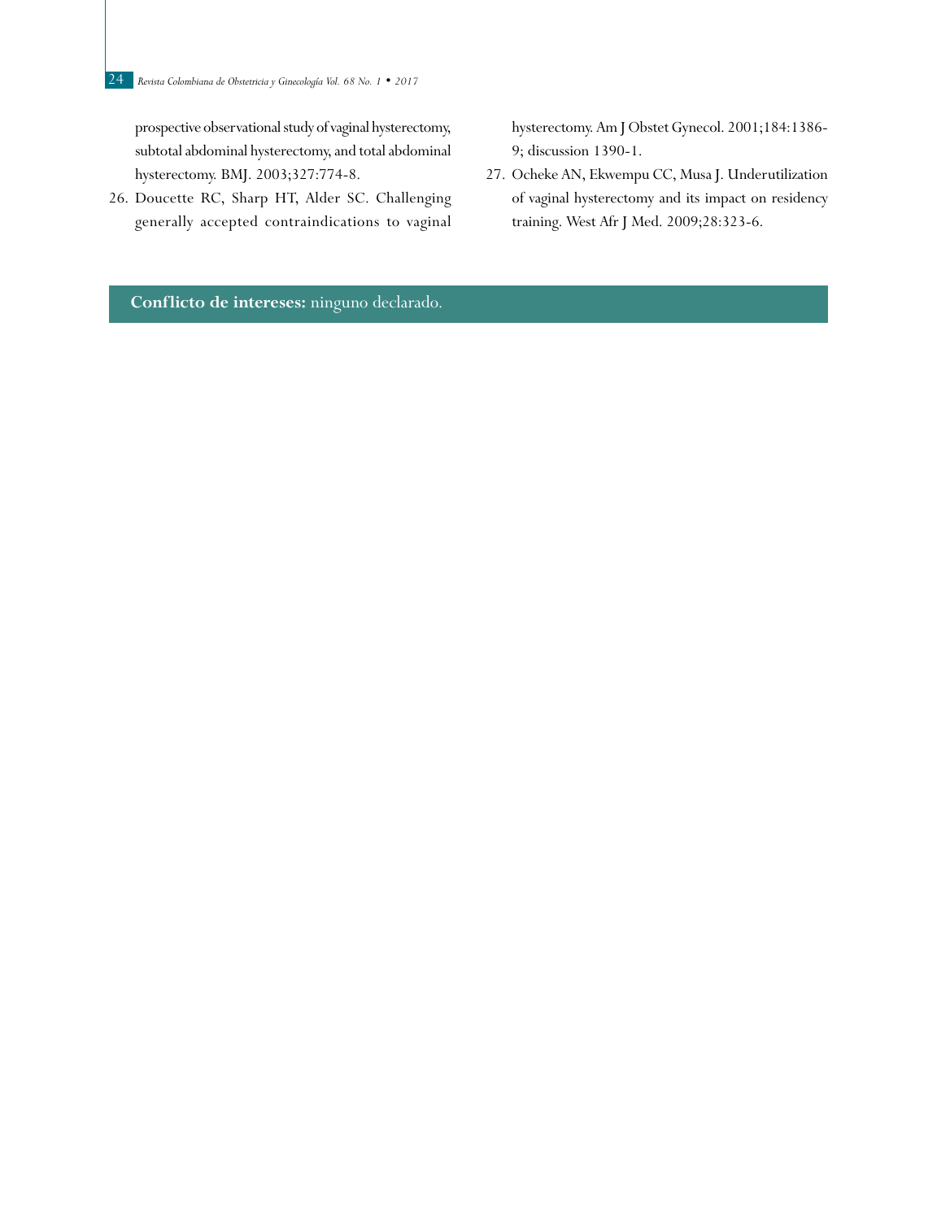prospective observational study of vaginal hysterectomy, subtotal abdominal hysterectomy, and total abdominal hysterectomy. BMJ. 2003;327:774-8.

26. Doucette RC, Sharp HT, Alder SC. Challenging generally accepted contraindications to vaginal hysterectomy. Am J Obstet Gynecol. 2001;184:1386-9; discussion 1390-1.
27. Ocheke AN, Ekwempu CC, Musa J. Underutilization of vaginal hysterectomy and its impact on residency training. West Afr J Med. 2009;28:323-6.

**Conflicto de intereses:** ninguno declarado.